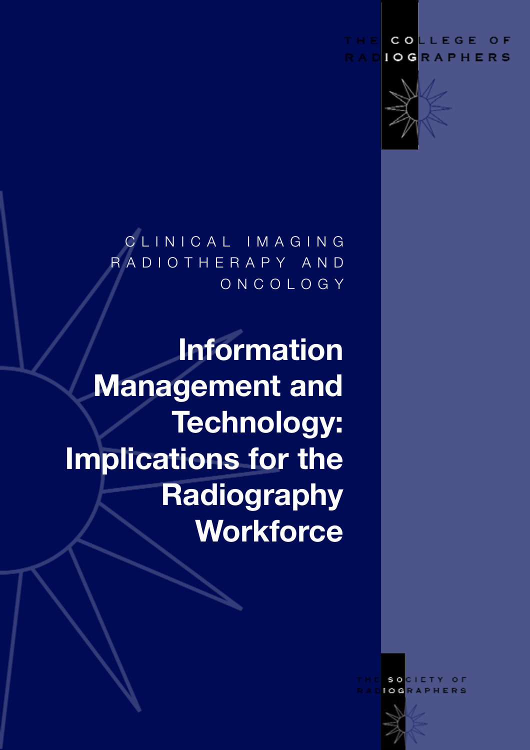THE COLLEGE OF RADIOGRAPHERS

CLINICAL IMAGING RADIOTHERAPY AND ONCOLOGY

# Information Management and Technology: Implications for the Radiography Workforce

THE SOCIETY OF RADIOGRAPHERS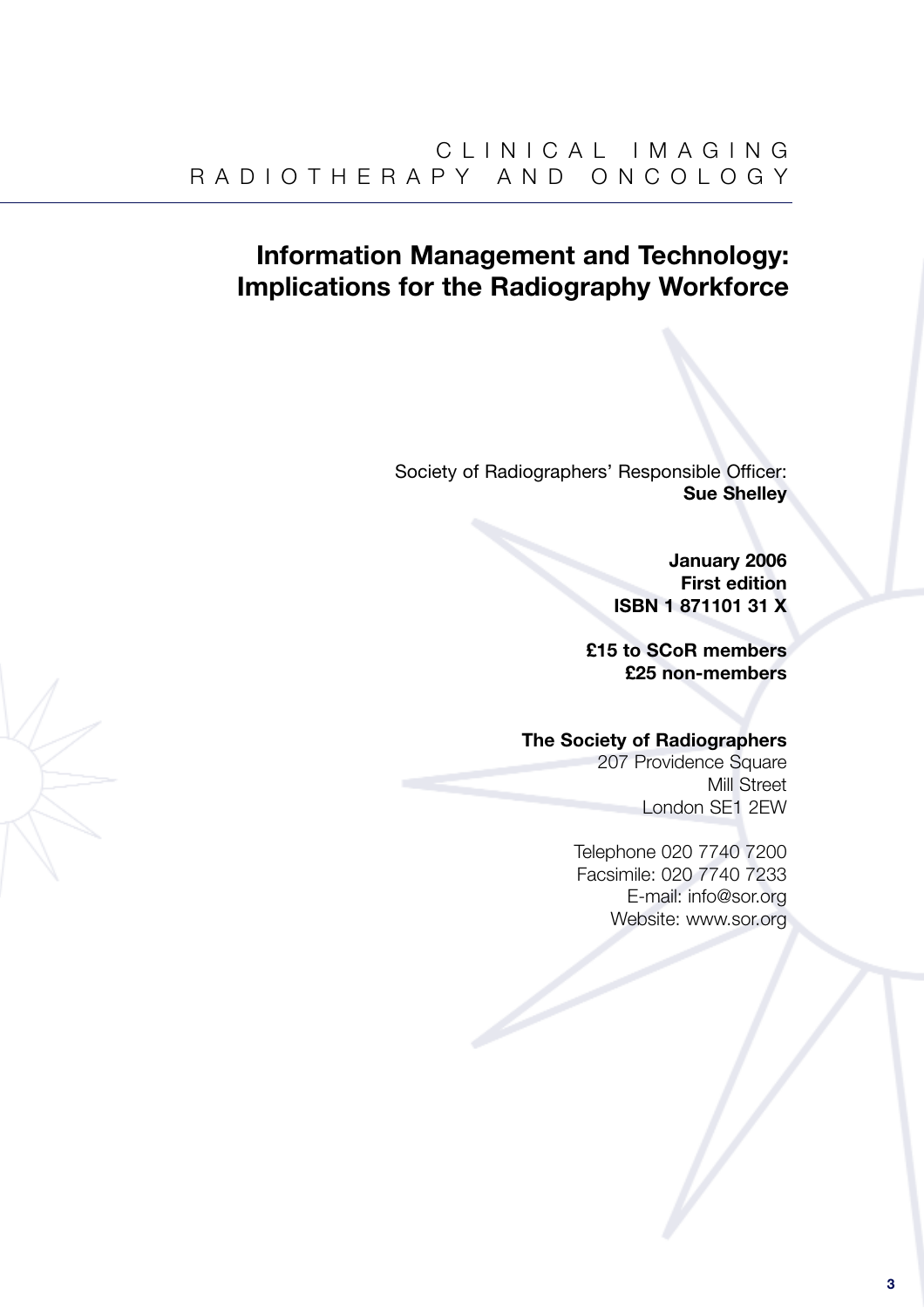CLINICAL IMAGING
RADIOTHERAPY AND ONCOLOGY

# Information Management and Technology: Implications for the Radiography Workforce

Society of Radiographers' Responsible Officer:
**Sue Shelley**

**January 2006**
**First edition**
**ISBN 1 871101 31 X**

**£15 to SCoR members**
**£25 non-members**

**The Society of Radiographers**
207 Providence Square
Mill Street
London SE1 2EW

Telephone 020 7740 7200
Facsimile: 020 7740 7233
E-mail: info@sor.org
Website: www.sor.org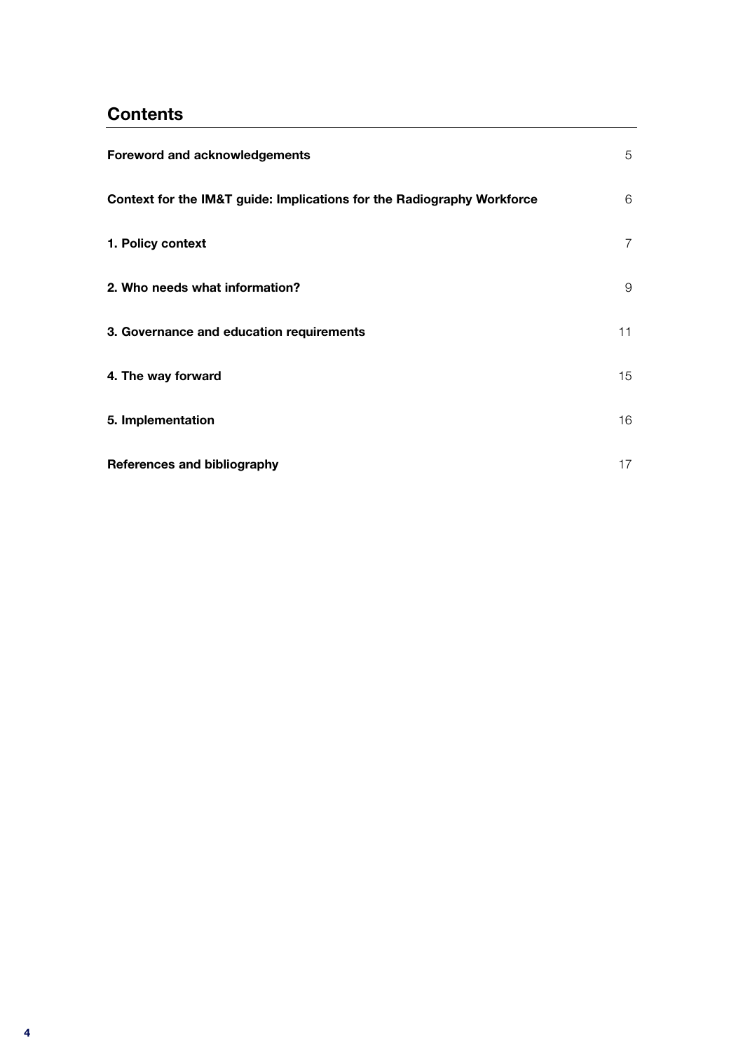## Contents

| | |
|---|---|
| **Foreword and acknowledgements** | 5 |
| **Context for the IM&T guide: Implications for the Radiography Workforce** | 6 |
| **1. Policy context** | 7 |
| **2. Who needs what information?** | 9 |
| **3. Governance and education requirements** | 11 |
| **4. The way forward** | 15 |
| **5. Implementation** | 16 |
| **References and bibliography** | 17 |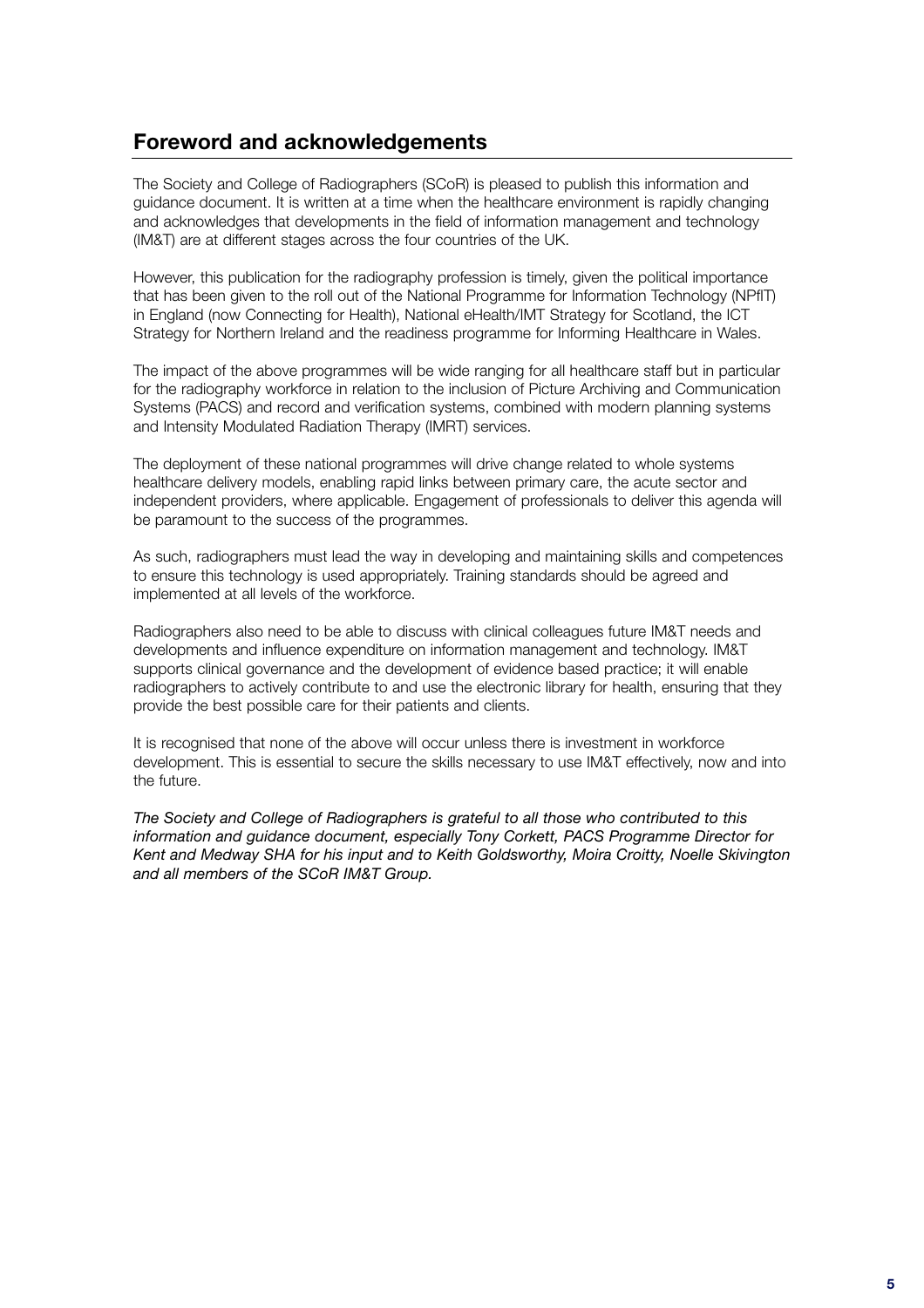## Foreword and acknowledgements

The Society and College of Radiographers (SCoR) is pleased to publish this information and guidance document. It is written at a time when the healthcare environment is rapidly changing and acknowledges that developments in the field of information management and technology (IM&T) are at different stages across the four countries of the UK.

However, this publication for the radiography profession is timely, given the political importance that has been given to the roll out of the National Programme for Information Technology (NPfIT) in England (now Connecting for Health), National eHealth/IMT Strategy for Scotland, the ICT Strategy for Northern Ireland and the readiness programme for Informing Healthcare in Wales.

The impact of the above programmes will be wide ranging for all healthcare staff but in particular for the radiography workforce in relation to the inclusion of Picture Archiving and Communication Systems (PACS) and record and verification systems, combined with modern planning systems and Intensity Modulated Radiation Therapy (IMRT) services.

The deployment of these national programmes will drive change related to whole systems healthcare delivery models, enabling rapid links between primary care, the acute sector and independent providers, where applicable. Engagement of professionals to deliver this agenda will be paramount to the success of the programmes.

As such, radiographers must lead the way in developing and maintaining skills and competences to ensure this technology is used appropriately. Training standards should be agreed and implemented at all levels of the workforce.

Radiographers also need to be able to discuss with clinical colleagues future IM&T needs and developments and influence expenditure on information management and technology. IM&T supports clinical governance and the development of evidence based practice; it will enable radiographers to actively contribute to and use the electronic library for health, ensuring that they provide the best possible care for their patients and clients.

It is recognised that none of the above will occur unless there is investment in workforce development. This is essential to secure the skills necessary to use IM&T effectively, now and into the future.

*The Society and College of Radiographers is grateful to all those who contributed to this information and guidance document, especially Tony Corkett, PACS Programme Director for Kent and Medway SHA for his input and to Keith Goldsworthy, Moira Croitty, Noelle Skivington and all members of the SCoR IM&T Group.*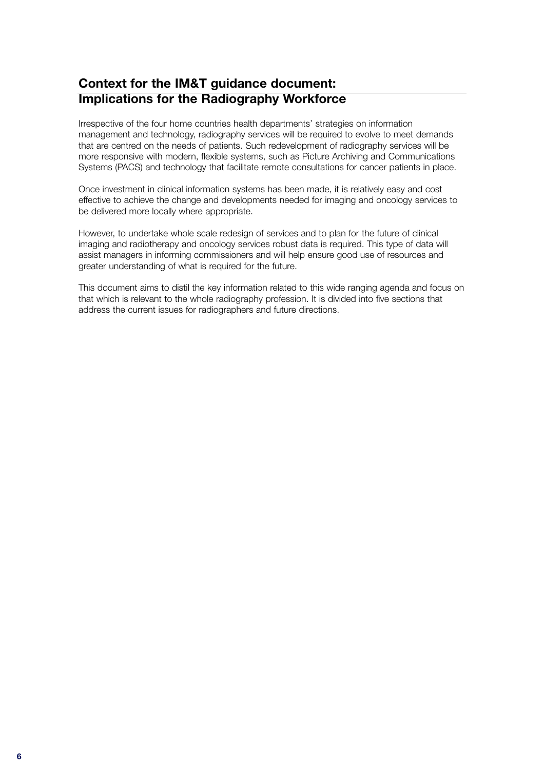## Context for the IM&T guidance document: Implications for the Radiography Workforce

Irrespective of the four home countries health departments' strategies on information management and technology, radiography services will be required to evolve to meet demands that are centred on the needs of patients. Such redevelopment of radiography services will be more responsive with modern, flexible systems, such as Picture Archiving and Communications Systems (PACS) and technology that facilitate remote consultations for cancer patients in place.

Once investment in clinical information systems has been made, it is relatively easy and cost effective to achieve the change and developments needed for imaging and oncology services to be delivered more locally where appropriate.

However, to undertake whole scale redesign of services and to plan for the future of clinical imaging and radiotherapy and oncology services robust data is required. This type of data will assist managers in informing commissioners and will help ensure good use of resources and greater understanding of what is required for the future.

This document aims to distil the key information related to this wide ranging agenda and focus on that which is relevant to the whole radiography profession. It is divided into five sections that address the current issues for radiographers and future directions.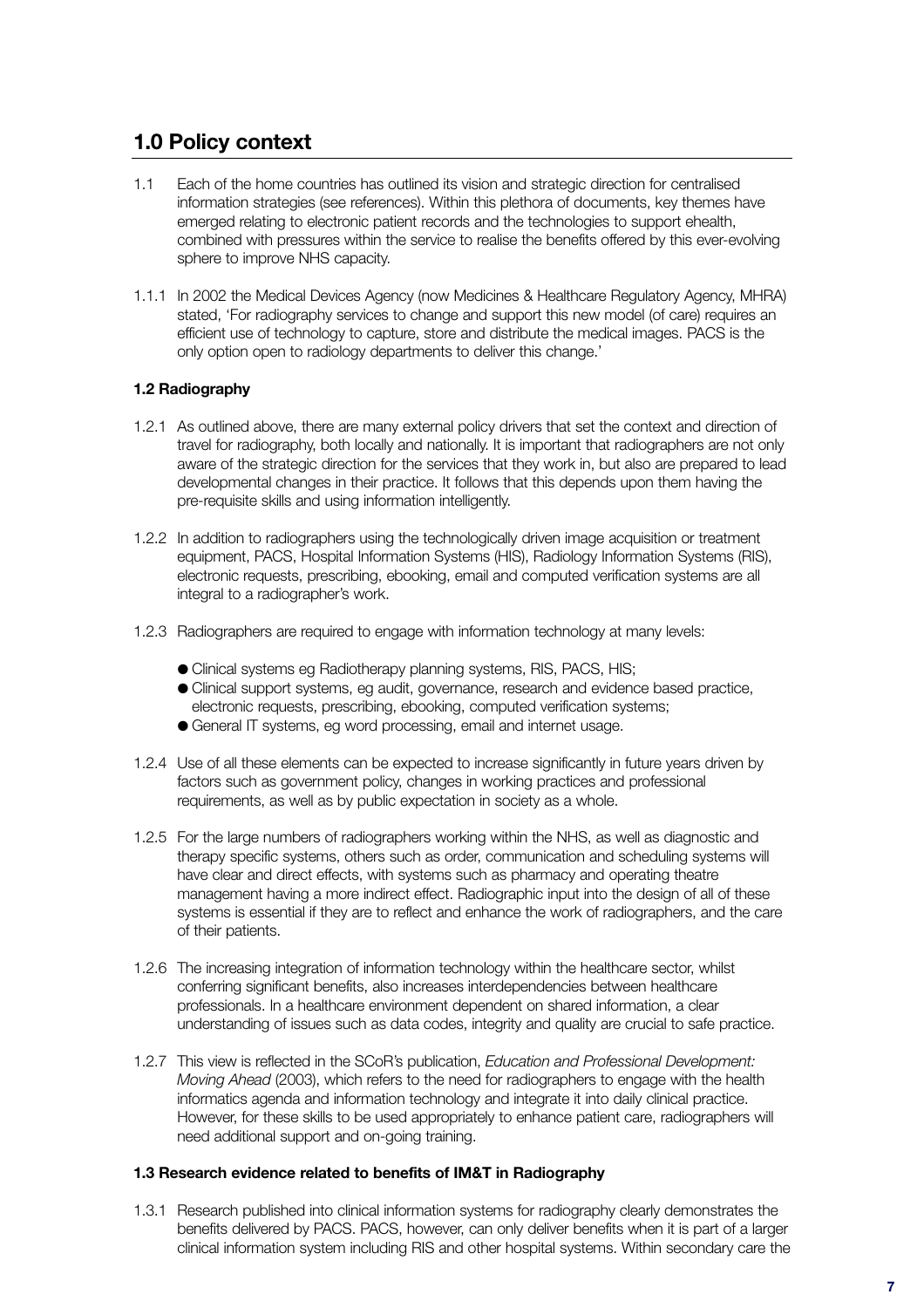## 1.0 Policy context

1.1 Each of the home countries has outlined its vision and strategic direction for centralised information strategies (see references). Within this plethora of documents, key themes have emerged relating to electronic patient records and the technologies to support ehealth, combined with pressures within the service to realise the benefits offered by this ever-evolving sphere to improve NHS capacity.

1.1.1 In 2002 the Medical Devices Agency (now Medicines & Healthcare Regulatory Agency, MHRA) stated, 'For radiography services to change and support this new model (of care) requires an efficient use of technology to capture, store and distribute the medical images. PACS is the only option open to radiology departments to deliver this change.'

### 1.2 Radiography

1.2.1 As outlined above, there are many external policy drivers that set the context and direction of travel for radiography, both locally and nationally. It is important that radiographers are not only aware of the strategic direction for the services that they work in, but also are prepared to lead developmental changes in their practice. It follows that this depends upon them having the pre-requisite skills and using information intelligently.

1.2.2 In addition to radiographers using the technologically driven image acquisition or treatment equipment, PACS, Hospital Information Systems (HIS), Radiology Information Systems (RIS), electronic requests, prescribing, ebooking, email and computed verification systems are all integral to a radiographer's work.

1.2.3 Radiographers are required to engage with information technology at many levels:

- Clinical systems eg Radiotherapy planning systems, RIS, PACS, HIS;
- Clinical support systems, eg audit, governance, research and evidence based practice, electronic requests, prescribing, ebooking, computed verification systems;
- General IT systems, eg word processing, email and internet usage.

1.2.4 Use of all these elements can be expected to increase significantly in future years driven by factors such as government policy, changes in working practices and professional requirements, as well as by public expectation in society as a whole.

1.2.5 For the large numbers of radiographers working within the NHS, as well as diagnostic and therapy specific systems, others such as order, communication and scheduling systems will have clear and direct effects, with systems such as pharmacy and operating theatre management having a more indirect effect. Radiographic input into the design of all of these systems is essential if they are to reflect and enhance the work of radiographers, and the care of their patients.

1.2.6 The increasing integration of information technology within the healthcare sector, whilst conferring significant benefits, also increases interdependencies between healthcare professionals. In a healthcare environment dependent on shared information, a clear understanding of issues such as data codes, integrity and quality are crucial to safe practice.

1.2.7 This view is reflected in the SCoR's publication, *Education and Professional Development: Moving Ahead* (2003), which refers to the need for radiographers to engage with the health informatics agenda and information technology and integrate it into daily clinical practice. However, for these skills to be used appropriately to enhance patient care, radiographers will need additional support and on-going training.

### 1.3 Research evidence related to benefits of IM&T in Radiography

1.3.1 Research published into clinical information systems for radiography clearly demonstrates the benefits delivered by PACS. PACS, however, can only deliver benefits when it is part of a larger clinical information system including RIS and other hospital systems. Within secondary care the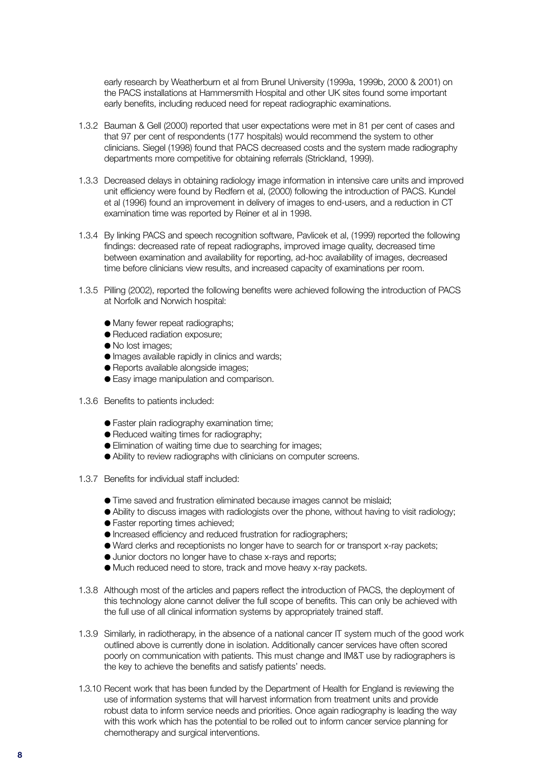early research by Weatherburn et al from Brunel University (1999a, 1999b, 2000 & 2001) on the PACS installations at Hammersmith Hospital and other UK sites found some important early benefits, including reduced need for repeat radiographic examinations.

1.3.2 Bauman & Gell (2000) reported that user expectations were met in 81 per cent of cases and that 97 per cent of respondents (177 hospitals) would recommend the system to other clinicians. Siegel (1998) found that PACS decreased costs and the system made radiography departments more competitive for obtaining referrals (Strickland, 1999).

1.3.3 Decreased delays in obtaining radiology image information in intensive care units and improved unit efficiency were found by Redfern et al, (2000) following the introduction of PACS. Kundel et al (1996) found an improvement in delivery of images to end-users, and a reduction in CT examination time was reported by Reiner et al in 1998.

1.3.4 By linking PACS and speech recognition software, Pavlicek et al, (1999) reported the following findings: decreased rate of repeat radiographs, improved image quality, decreased time between examination and availability for reporting, ad-hoc availability of images, decreased time before clinicians view results, and increased capacity of examinations per room.

1.3.5 Pilling (2002), reported the following benefits were achieved following the introduction of PACS at Norfolk and Norwich hospital:

- Many fewer repeat radiographs;
- Reduced radiation exposure;
- No lost images;
- Images available rapidly in clinics and wards;
- Reports available alongside images;
- Easy image manipulation and comparison.

1.3.6 Benefits to patients included:

- Faster plain radiography examination time;
- Reduced waiting times for radiography;
- Elimination of waiting time due to searching for images;
- Ability to review radiographs with clinicians on computer screens.

1.3.7 Benefits for individual staff included:

- Time saved and frustration eliminated because images cannot be mislaid;
- Ability to discuss images with radiologists over the phone, without having to visit radiology;
- Faster reporting times achieved;
- Increased efficiency and reduced frustration for radiographers;
- Ward clerks and receptionists no longer have to search for or transport x-ray packets;
- Junior doctors no longer have to chase x-rays and reports;
- Much reduced need to store, track and move heavy x-ray packets.

1.3.8 Although most of the articles and papers reflect the introduction of PACS, the deployment of this technology alone cannot deliver the full scope of benefits. This can only be achieved with the full use of all clinical information systems by appropriately trained staff.

1.3.9 Similarly, in radiotherapy, in the absence of a national cancer IT system much of the good work outlined above is currently done in isolation. Additionally cancer services have often scored poorly on communication with patients. This must change and IM&T use by radiographers is the key to achieve the benefits and satisfy patients' needs.

1.3.10 Recent work that has been funded by the Department of Health for England is reviewing the use of information systems that will harvest information from treatment units and provide robust data to inform service needs and priorities. Once again radiography is leading the way with this work which has the potential to be rolled out to inform cancer service planning for chemotherapy and surgical interventions.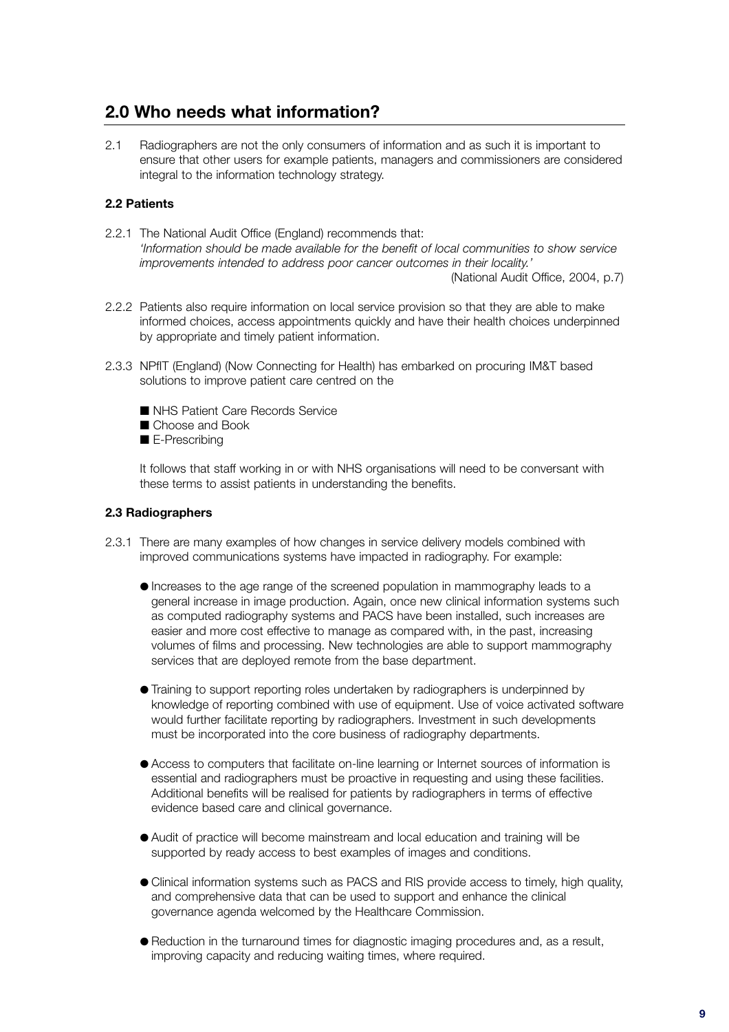## 2.0 Who needs what information?

2.1 Radiographers are not the only consumers of information and as such it is important to ensure that other users for example patients, managers and commissioners are considered integral to the information technology strategy.

### 2.2 Patients

2.2.1 The National Audit Office (England) recommends that:
*'Information should be made available for the benefit of local communities to show service improvements intended to address poor cancer outcomes in their locality.'*
(National Audit Office, 2004, p.7)

2.2.2 Patients also require information on local service provision so that they are able to make informed choices, access appointments quickly and have their health choices underpinned by appropriate and timely patient information.

2.3.3 NPfIT (England) (Now Connecting for Health) has embarked on procuring IM&T based solutions to improve patient care centred on the

- NHS Patient Care Records Service
- Choose and Book
- E-Prescribing

It follows that staff working in or with NHS organisations will need to be conversant with these terms to assist patients in understanding the benefits.

### 2.3 Radiographers

2.3.1 There are many examples of how changes in service delivery models combined with improved communications systems have impacted in radiography. For example:

- Increases to the age range of the screened population in mammography leads to a general increase in image production. Again, once new clinical information systems such as computed radiography systems and PACS have been installed, such increases are easier and more cost effective to manage as compared with, in the past, increasing volumes of films and processing. New technologies are able to support mammography services that are deployed remote from the base department.

- Training to support reporting roles undertaken by radiographers is underpinned by knowledge of reporting combined with use of equipment. Use of voice activated software would further facilitate reporting by radiographers. Investment in such developments must be incorporated into the core business of radiography departments.

- Access to computers that facilitate on-line learning or Internet sources of information is essential and radiographers must be proactive in requesting and using these facilities. Additional benefits will be realised for patients by radiographers in terms of effective evidence based care and clinical governance.

- Audit of practice will become mainstream and local education and training will be supported by ready access to best examples of images and conditions.

- Clinical information systems such as PACS and RIS provide access to timely, high quality, and comprehensive data that can be used to support and enhance the clinical governance agenda welcomed by the Healthcare Commission.

- Reduction in the turnaround times for diagnostic imaging procedures and, as a result, improving capacity and reducing waiting times, where required.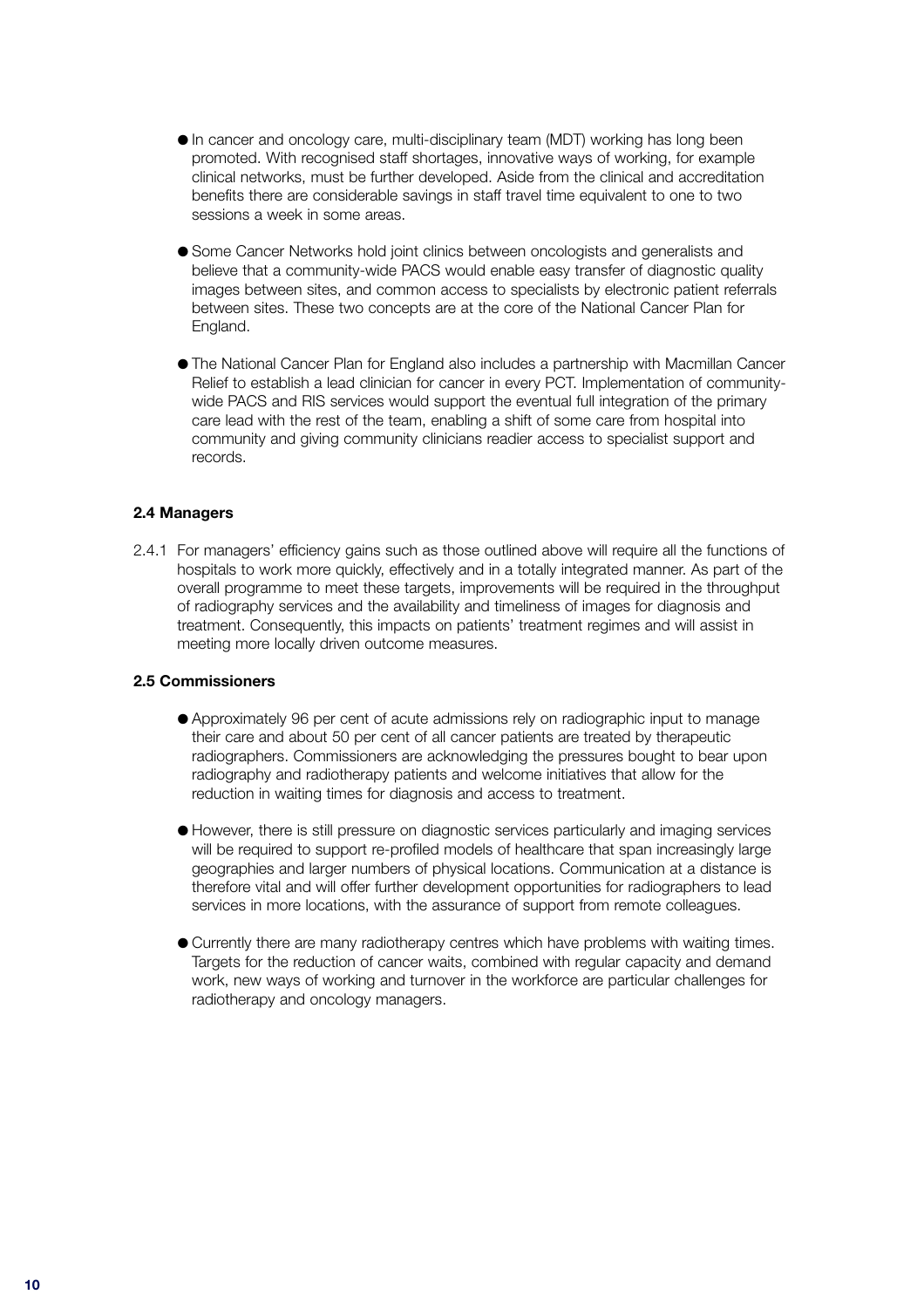- In cancer and oncology care, multi-disciplinary team (MDT) working has long been promoted. With recognised staff shortages, innovative ways of working, for example clinical networks, must be further developed. Aside from the clinical and accreditation benefits there are considerable savings in staff travel time equivalent to one to two sessions a week in some areas.

- Some Cancer Networks hold joint clinics between oncologists and generalists and believe that a community-wide PACS would enable easy transfer of diagnostic quality images between sites, and common access to specialists by electronic patient referrals between sites. These two concepts are at the core of the National Cancer Plan for England.

- The National Cancer Plan for England also includes a partnership with Macmillan Cancer Relief to establish a lead clinician for cancer in every PCT. Implementation of community-wide PACS and RIS services would support the eventual full integration of the primary care lead with the rest of the team, enabling a shift of some care from hospital into community and giving community clinicians readier access to specialist support and records.

### 2.4 Managers

2.4.1 For managers' efficiency gains such as those outlined above will require all the functions of hospitals to work more quickly, effectively and in a totally integrated manner. As part of the overall programme to meet these targets, improvements will be required in the throughput of radiography services and the availability and timeliness of images for diagnosis and treatment. Consequently, this impacts on patients' treatment regimes and will assist in meeting more locally driven outcome measures.

### 2.5 Commissioners

- Approximately 96 per cent of acute admissions rely on radiographic input to manage their care and about 50 per cent of all cancer patients are treated by therapeutic radiographers. Commissioners are acknowledging the pressures bought to bear upon radiography and radiotherapy patients and welcome initiatives that allow for the reduction in waiting times for diagnosis and access to treatment.

- However, there is still pressure on diagnostic services particularly and imaging services will be required to support re-profiled models of healthcare that span increasingly large geographies and larger numbers of physical locations. Communication at a distance is therefore vital and will offer further development opportunities for radiographers to lead services in more locations, with the assurance of support from remote colleagues.

- Currently there are many radiotherapy centres which have problems with waiting times. Targets for the reduction of cancer waits, combined with regular capacity and demand work, new ways of working and turnover in the workforce are particular challenges for radiotherapy and oncology managers.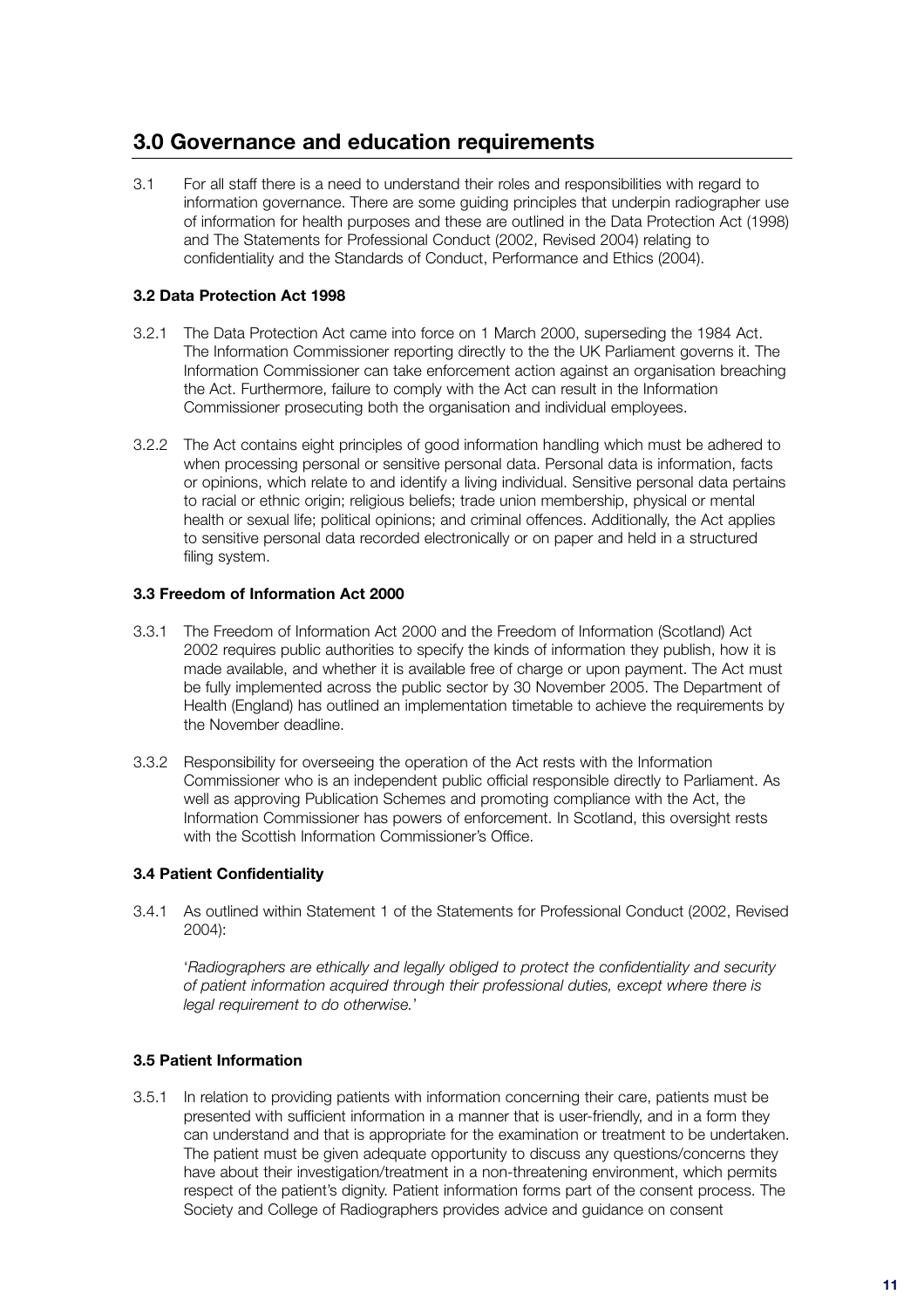## 3.0 Governance and education requirements

3.1 For all staff there is a need to understand their roles and responsibilities with regard to information governance. There are some guiding principles that underpin radiographer use of information for health purposes and these are outlined in the Data Protection Act (1998) and The Statements for Professional Conduct (2002, Revised 2004) relating to confidentiality and the Standards of Conduct, Performance and Ethics (2004).

### 3.2 Data Protection Act 1998

3.2.1 The Data Protection Act came into force on 1 March 2000, superseding the 1984 Act. The Information Commissioner reporting directly to the the UK Parliament governs it. The Information Commissioner can take enforcement action against an organisation breaching the Act. Furthermore, failure to comply with the Act can result in the Information Commissioner prosecuting both the organisation and individual employees.

3.2.2 The Act contains eight principles of good information handling which must be adhered to when processing personal or sensitive personal data. Personal data is information, facts or opinions, which relate to and identify a living individual. Sensitive personal data pertains to racial or ethnic origin; religious beliefs; trade union membership, physical or mental health or sexual life; political opinions; and criminal offences. Additionally, the Act applies to sensitive personal data recorded electronically or on paper and held in a structured filing system.

### 3.3 Freedom of Information Act 2000

3.3.1 The Freedom of Information Act 2000 and the Freedom of Information (Scotland) Act 2002 requires public authorities to specify the kinds of information they publish, how it is made available, and whether it is available free of charge or upon payment. The Act must be fully implemented across the public sector by 30 November 2005. The Department of Health (England) has outlined an implementation timetable to achieve the requirements by the November deadline.

3.3.2 Responsibility for overseeing the operation of the Act rests with the Information Commissioner who is an independent public official responsible directly to Parliament. As well as approving Publication Schemes and promoting compliance with the Act, the Information Commissioner has powers of enforcement. In Scotland, this oversight rests with the Scottish Information Commissioner's Office.

### 3.4 Patient Confidentiality

3.4.1 As outlined within Statement 1 of the Statements for Professional Conduct (2002, Revised 2004):

'*Radiographers are ethically and legally obliged to protect the confidentiality and security of patient information acquired through their professional duties, except where there is legal requirement to do otherwise.*'

### 3.5 Patient Information

3.5.1 In relation to providing patients with information concerning their care, patients must be presented with sufficient information in a manner that is user-friendly, and in a form they can understand and that is appropriate for the examination or treatment to be undertaken. The patient must be given adequate opportunity to discuss any questions/concerns they have about their investigation/treatment in a non-threatening environment, which permits respect of the patient's dignity. Patient information forms part of the consent process. The Society and College of Radiographers provides advice and guidance on consent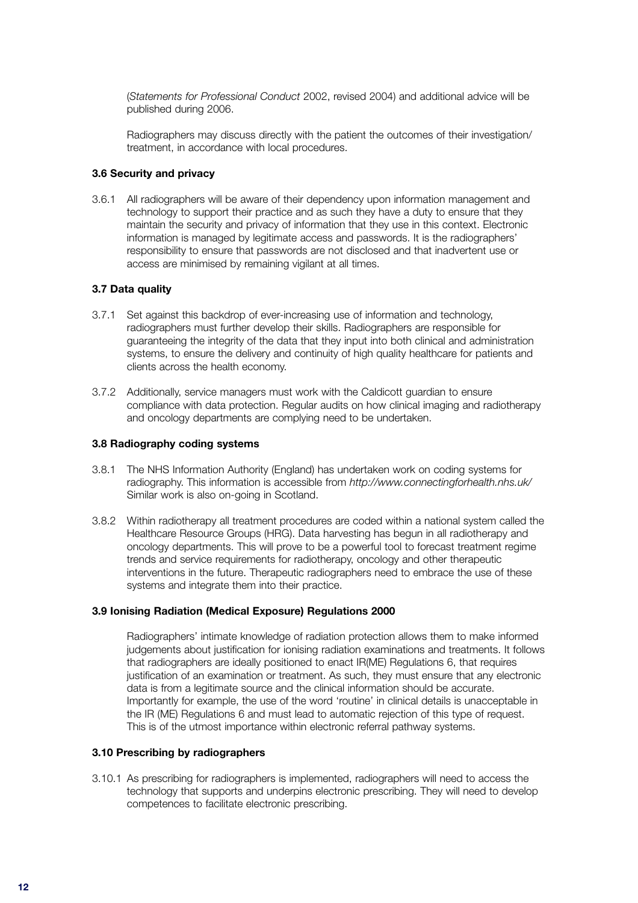(*Statements for Professional Conduct* 2002, revised 2004) and additional advice will be published during 2006.

Radiographers may discuss directly with the patient the outcomes of their investigation/ treatment, in accordance with local procedures.

### 3.6 Security and privacy

3.6.1 All radiographers will be aware of their dependency upon information management and technology to support their practice and as such they have a duty to ensure that they maintain the security and privacy of information that they use in this context. Electronic information is managed by legitimate access and passwords. It is the radiographers' responsibility to ensure that passwords are not disclosed and that inadvertent use or access are minimised by remaining vigilant at all times.

### 3.7 Data quality

3.7.1 Set against this backdrop of ever-increasing use of information and technology, radiographers must further develop their skills. Radiographers are responsible for guaranteeing the integrity of the data that they input into both clinical and administration systems, to ensure the delivery and continuity of high quality healthcare for patients and clients across the health economy.

3.7.2 Additionally, service managers must work with the Caldicott guardian to ensure compliance with data protection. Regular audits on how clinical imaging and radiotherapy and oncology departments are complying need to be undertaken.

### 3.8 Radiography coding systems

3.8.1 The NHS Information Authority (England) has undertaken work on coding systems for radiography. This information is accessible from *http://www.connectingforhealth.nhs.uk/* Similar work is also on-going in Scotland.

3.8.2 Within radiotherapy all treatment procedures are coded within a national system called the Healthcare Resource Groups (HRG). Data harvesting has begun in all radiotherapy and oncology departments. This will prove to be a powerful tool to forecast treatment regime trends and service requirements for radiotherapy, oncology and other therapeutic interventions in the future. Therapeutic radiographers need to embrace the use of these systems and integrate them into their practice.

### 3.9 Ionising Radiation (Medical Exposure) Regulations 2000

Radiographers' intimate knowledge of radiation protection allows them to make informed judgements about justification for ionising radiation examinations and treatments. It follows that radiographers are ideally positioned to enact IR(ME) Regulations 6, that requires justification of an examination or treatment. As such, they must ensure that any electronic data is from a legitimate source and the clinical information should be accurate. Importantly for example, the use of the word 'routine' in clinical details is unacceptable in the IR (ME) Regulations 6 and must lead to automatic rejection of this type of request. This is of the utmost importance within electronic referral pathway systems.

### 3.10 Prescribing by radiographers

3.10.1 As prescribing for radiographers is implemented, radiographers will need to access the technology that supports and underpins electronic prescribing. They will need to develop competences to facilitate electronic prescribing.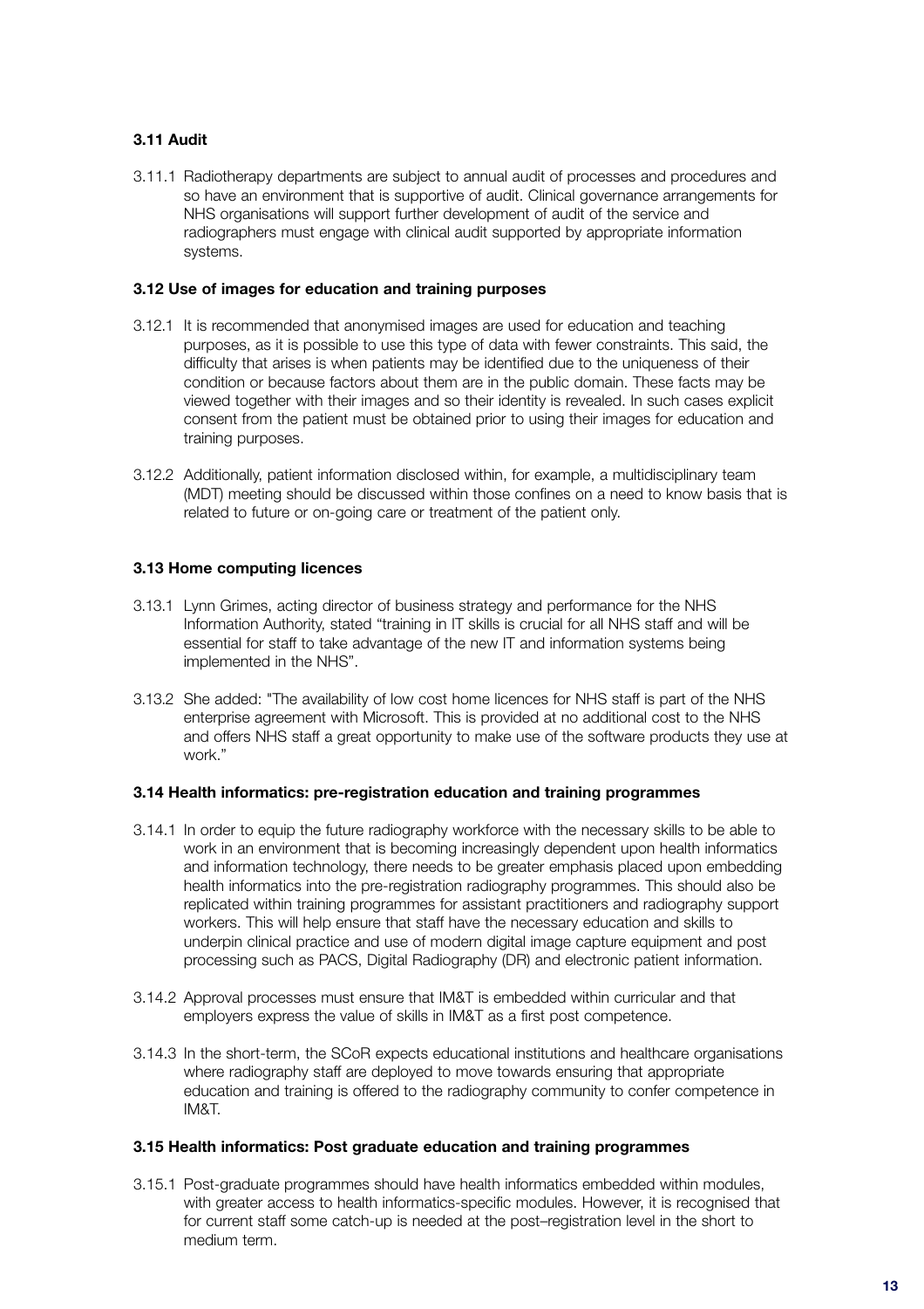### 3.11 Audit

3.11.1 Radiotherapy departments are subject to annual audit of processes and procedures and so have an environment that is supportive of audit. Clinical governance arrangements for NHS organisations will support further development of audit of the service and radiographers must engage with clinical audit supported by appropriate information systems.

### 3.12 Use of images for education and training purposes

3.12.1 It is recommended that anonymised images are used for education and teaching purposes, as it is possible to use this type of data with fewer constraints. This said, the difficulty that arises is when patients may be identified due to the uniqueness of their condition or because factors about them are in the public domain. These facts may be viewed together with their images and so their identity is revealed. In such cases explicit consent from the patient must be obtained prior to using their images for education and training purposes.

3.12.2 Additionally, patient information disclosed within, for example, a multidisciplinary team (MDT) meeting should be discussed within those confines on a need to know basis that is related to future or on-going care or treatment of the patient only.

### 3.13 Home computing licences

3.13.1 Lynn Grimes, acting director of business strategy and performance for the NHS Information Authority, stated "training in IT skills is crucial for all NHS staff and will be essential for staff to take advantage of the new IT and information systems being implemented in the NHS".

3.13.2 She added: "The availability of low cost home licences for NHS staff is part of the NHS enterprise agreement with Microsoft. This is provided at no additional cost to the NHS and offers NHS staff a great opportunity to make use of the software products they use at work."

### 3.14 Health informatics: pre-registration education and training programmes

3.14.1 In order to equip the future radiography workforce with the necessary skills to be able to work in an environment that is becoming increasingly dependent upon health informatics and information technology, there needs to be greater emphasis placed upon embedding health informatics into the pre-registration radiography programmes. This should also be replicated within training programmes for assistant practitioners and radiography support workers. This will help ensure that staff have the necessary education and skills to underpin clinical practice and use of modern digital image capture equipment and post processing such as PACS, Digital Radiography (DR) and electronic patient information.

3.14.2 Approval processes must ensure that IM&T is embedded within curricular and that employers express the value of skills in IM&T as a first post competence.

3.14.3 In the short-term, the SCoR expects educational institutions and healthcare organisations where radiography staff are deployed to move towards ensuring that appropriate education and training is offered to the radiography community to confer competence in IM&T.

### 3.15 Health informatics: Post graduate education and training programmes

3.15.1 Post-graduate programmes should have health informatics embedded within modules, with greater access to health informatics-specific modules. However, it is recognised that for current staff some catch-up is needed at the post–registration level in the short to medium term.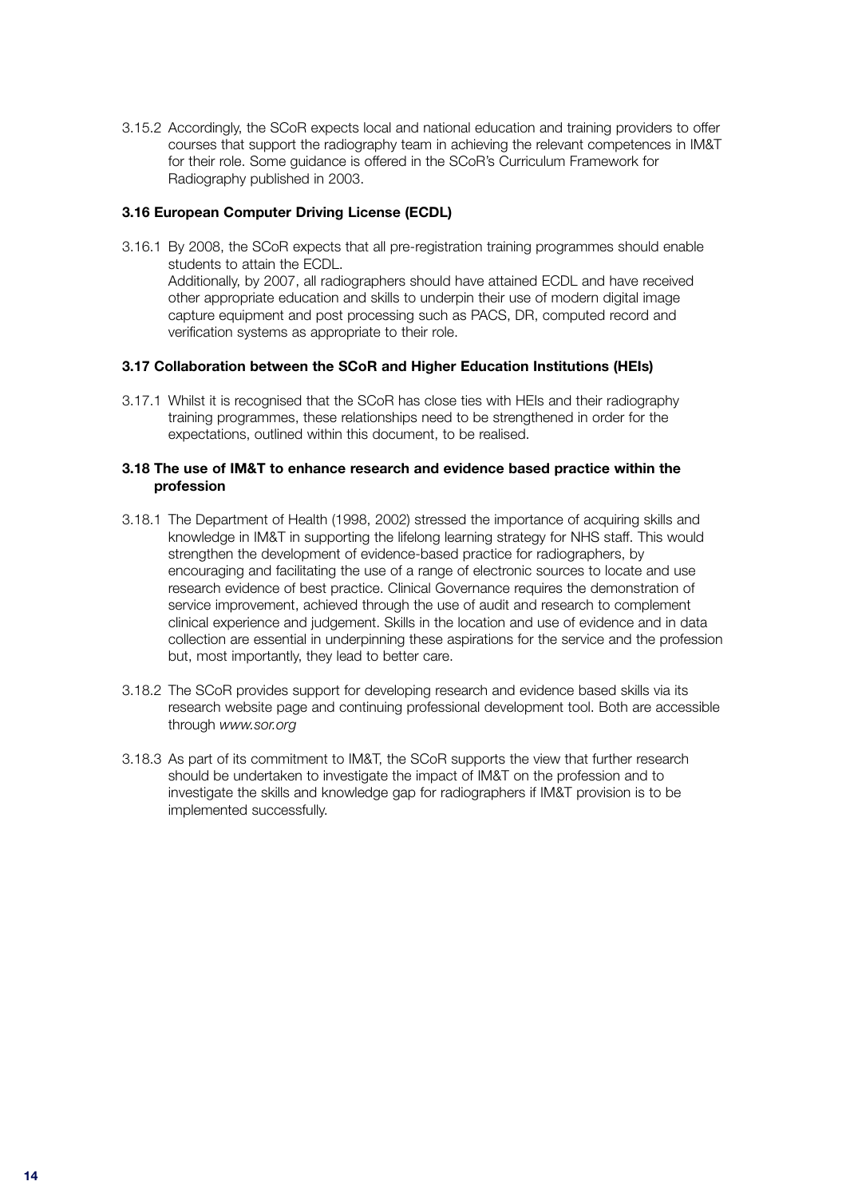3.15.2 Accordingly, the SCoR expects local and national education and training providers to offer courses that support the radiography team in achieving the relevant competences in IM&T for their role. Some guidance is offered in the SCoR's Curriculum Framework for Radiography published in 2003.

### 3.16 European Computer Driving License (ECDL)

3.16.1 By 2008, the SCoR expects that all pre-registration training programmes should enable students to attain the ECDL.
Additionally, by 2007, all radiographers should have attained ECDL and have received other appropriate education and skills to underpin their use of modern digital image capture equipment and post processing such as PACS, DR, computed record and verification systems as appropriate to their role.

### 3.17 Collaboration between the SCoR and Higher Education Institutions (HEIs)

3.17.1 Whilst it is recognised that the SCoR has close ties with HEIs and their radiography training programmes, these relationships need to be strengthened in order for the expectations, outlined within this document, to be realised.

### 3.18 The use of IM&T to enhance research and evidence based practice within the profession

3.18.1 The Department of Health (1998, 2002) stressed the importance of acquiring skills and knowledge in IM&T in supporting the lifelong learning strategy for NHS staff. This would strengthen the development of evidence-based practice for radiographers, by encouraging and facilitating the use of a range of electronic sources to locate and use research evidence of best practice. Clinical Governance requires the demonstration of service improvement, achieved through the use of audit and research to complement clinical experience and judgement. Skills in the location and use of evidence and in data collection are essential in underpinning these aspirations for the service and the profession but, most importantly, they lead to better care.

3.18.2 The SCoR provides support for developing research and evidence based skills via its research website page and continuing professional development tool. Both are accessible through *www.sor.org*

3.18.3 As part of its commitment to IM&T, the SCoR supports the view that further research should be undertaken to investigate the impact of IM&T on the profession and to investigate the skills and knowledge gap for radiographers if IM&T provision is to be implemented successfully.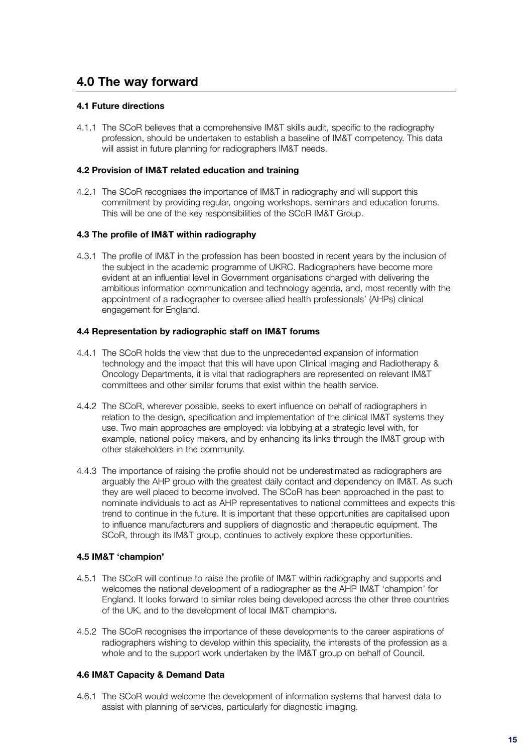# 4.0 The way forward

### 4.1 Future directions

4.1.1 The SCoR believes that a comprehensive IM&T skills audit, specific to the radiography profession, should be undertaken to establish a baseline of IM&T competency. This data will assist in future planning for radiographers IM&T needs.

### 4.2 Provision of IM&T related education and training

4.2.1 The SCoR recognises the importance of IM&T in radiography and will support this commitment by providing regular, ongoing workshops, seminars and education forums. This will be one of the key responsibilities of the SCoR IM&T Group.

### 4.3 The profile of IM&T within radiography

4.3.1 The profile of IM&T in the profession has been boosted in recent years by the inclusion of the subject in the academic programme of UKRC. Radiographers have become more evident at an influential level in Government organisations charged with delivering the ambitious information communication and technology agenda, and, most recently with the appointment of a radiographer to oversee allied health professionals' (AHPs) clinical engagement for England.

### 4.4 Representation by radiographic staff on IM&T forums

4.4.1 The SCoR holds the view that due to the unprecedented expansion of information technology and the impact that this will have upon Clinical Imaging and Radiotherapy & Oncology Departments, it is vital that radiographers are represented on relevant IM&T committees and other similar forums that exist within the health service.

4.4.2 The SCoR, wherever possible, seeks to exert influence on behalf of radiographers in relation to the design, specification and implementation of the clinical IM&T systems they use. Two main approaches are employed: via lobbying at a strategic level with, for example, national policy makers, and by enhancing its links through the IM&T group with other stakeholders in the community.

4.4.3 The importance of raising the profile should not be underestimated as radiographers are arguably the AHP group with the greatest daily contact and dependency on IM&T. As such they are well placed to become involved. The SCoR has been approached in the past to nominate individuals to act as AHP representatives to national committees and expects this trend to continue in the future. It is important that these opportunities are capitalised upon to influence manufacturers and suppliers of diagnostic and therapeutic equipment. The SCoR, through its IM&T group, continues to actively explore these opportunities.

### 4.5 IM&T 'champion'

4.5.1 The SCoR will continue to raise the profile of IM&T within radiography and supports and welcomes the national development of a radiographer as the AHP IM&T 'champion' for England. It looks forward to similar roles being developed across the other three countries of the UK, and to the development of local IM&T champions.

4.5.2 The SCoR recognises the importance of these developments to the career aspirations of radiographers wishing to develop within this speciality, the interests of the profession as a whole and to the support work undertaken by the IM&T group on behalf of Council.

### 4.6 IM&T Capacity & Demand Data

4.6.1 The SCoR would welcome the development of information systems that harvest data to assist with planning of services, particularly for diagnostic imaging.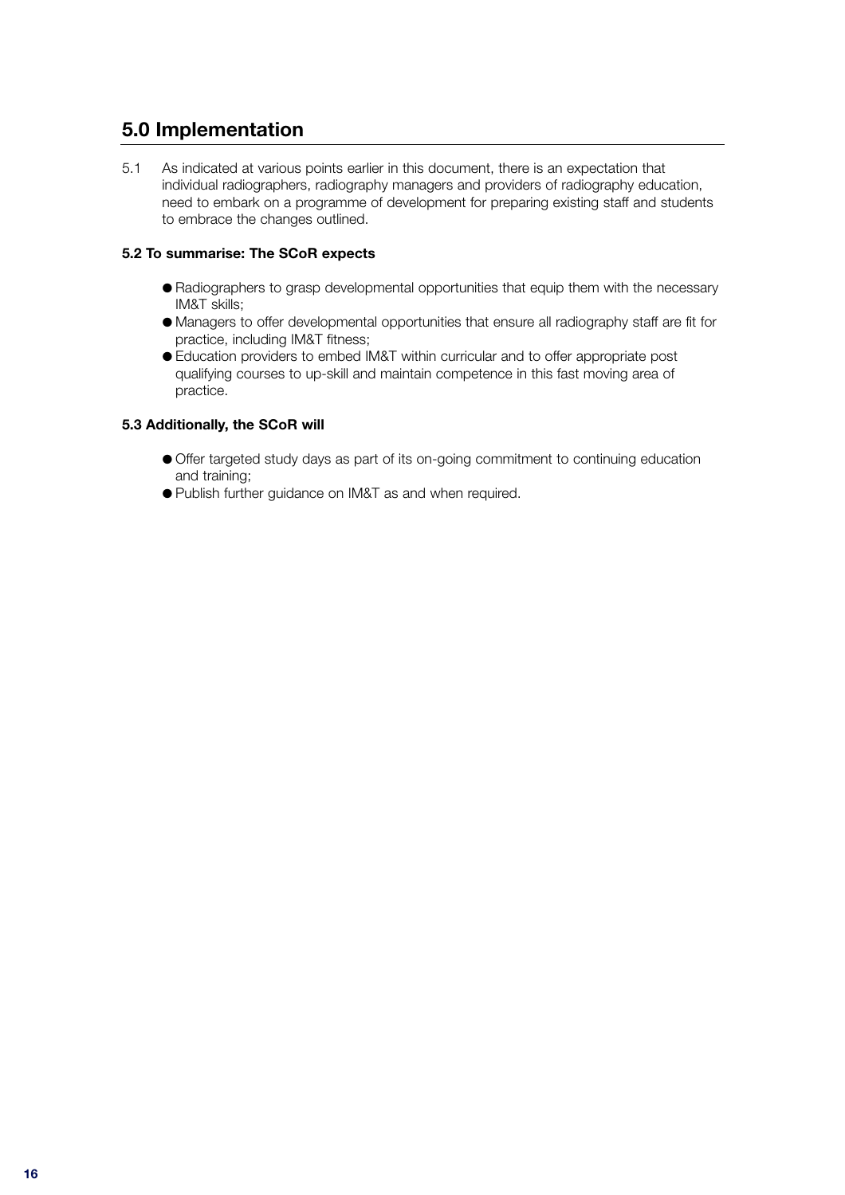## 5.0 Implementation

5.1 As indicated at various points earlier in this document, there is an expectation that individual radiographers, radiography managers and providers of radiography education, need to embark on a programme of development for preparing existing staff and students to embrace the changes outlined.

**5.2 To summarise: The SCoR expects**

- Radiographers to grasp developmental opportunities that equip them with the necessary IM&T skills;
- Managers to offer developmental opportunities that ensure all radiography staff are fit for practice, including IM&T fitness;
- Education providers to embed IM&T within curricular and to offer appropriate post qualifying courses to up-skill and maintain competence in this fast moving area of practice.

**5.3 Additionally, the SCoR will**

- Offer targeted study days as part of its on-going commitment to continuing education and training;
- Publish further guidance on IM&T as and when required.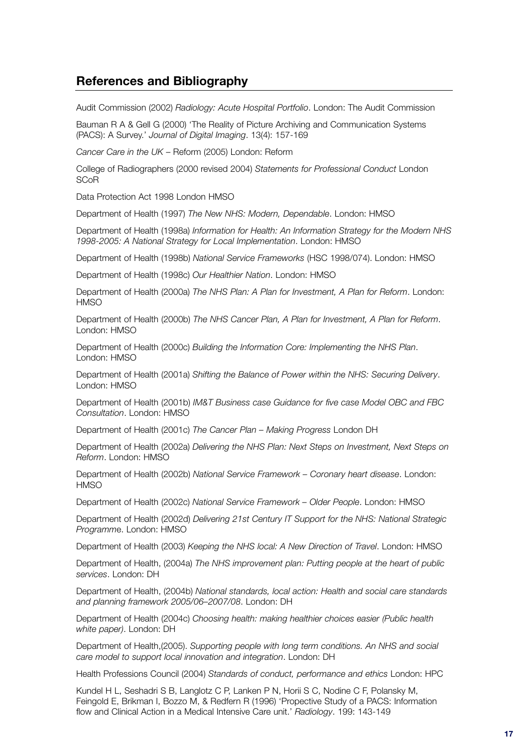## References and Bibliography

Audit Commission (2002) *Radiology: Acute Hospital Portfolio*. London: The Audit Commission

Bauman R A & Gell G (2000) 'The Reality of Picture Archiving and Communication Systems (PACS): A Survey.' *Journal of Digital Imaging*. 13(4): 157-169

*Cancer Care in the UK* – Reform (2005) London: Reform

College of Radiographers (2000 revised 2004) *Statements for Professional Conduct* London SCoR

Data Protection Act 1998 London HMSO

Department of Health (1997) *The New NHS: Modern, Dependable*. London: HMSO

Department of Health (1998a) *Information for Health: An Information Strategy for the Modern NHS 1998-2005: A National Strategy for Local Implementation*. London: HMSO

Department of Health (1998b) *National Service Frameworks* (HSC 1998/074). London: HMSO

Department of Health (1998c) *Our Healthier Nation*. London: HMSO

Department of Health (2000a) *The NHS Plan: A Plan for Investment, A Plan for Reform*. London: HMSO

Department of Health (2000b) *The NHS Cancer Plan, A Plan for Investment, A Plan for Reform*. London: HMSO

Department of Health (2000c) *Building the Information Core: Implementing the NHS Plan*. London: HMSO

Department of Health (2001a) *Shifting the Balance of Power within the NHS: Securing Delivery*. London: HMSO

Department of Health (2001b) *IM&T Business case Guidance for five case Model OBC and FBC Consultation*. London: HMSO

Department of Health (2001c) *The Cancer Plan – Making Progress* London DH

Department of Health (2002a) *Delivering the NHS Plan: Next Steps on Investment, Next Steps on Reform*. London: HMSO

Department of Health (2002b) *National Service Framework – Coronary heart disease*. London: HMSO

Department of Health (2002c) *National Service Framework – Older People*. London: HMSO

Department of Health (2002d) *Delivering 21st Century IT Support for the NHS: National Strategic Programme*. London: HMSO

Department of Health (2003) *Keeping the NHS local: A New Direction of Travel*. London: HMSO

Department of Health, (2004a) *The NHS improvement plan: Putting people at the heart of public services*. London: DH

Department of Health, (2004b) *National standards, local action: Health and social care standards and planning framework 2005/06–2007/08*. London: DH

Department of Health (2004c) *Choosing health: making healthier choices easier (Public health white paper)*. London: DH

Department of Health,(2005). *Supporting people with long term conditions. An NHS and social care model to support local innovation and integration*. London: DH

Health Professions Council (2004) *Standards of conduct, performance and ethics* London: HPC

Kundel H L, Seshadri S B, Langlotz C P, Lanken P N, Horii S C, Nodine C F, Polansky M, Feingold E, Brikman I, Bozzo M, & Redfern R (1996) 'Propective Study of a PACS: Information flow and Clinical Action in a Medical Intensive Care unit.' *Radiology*. 199: 143-149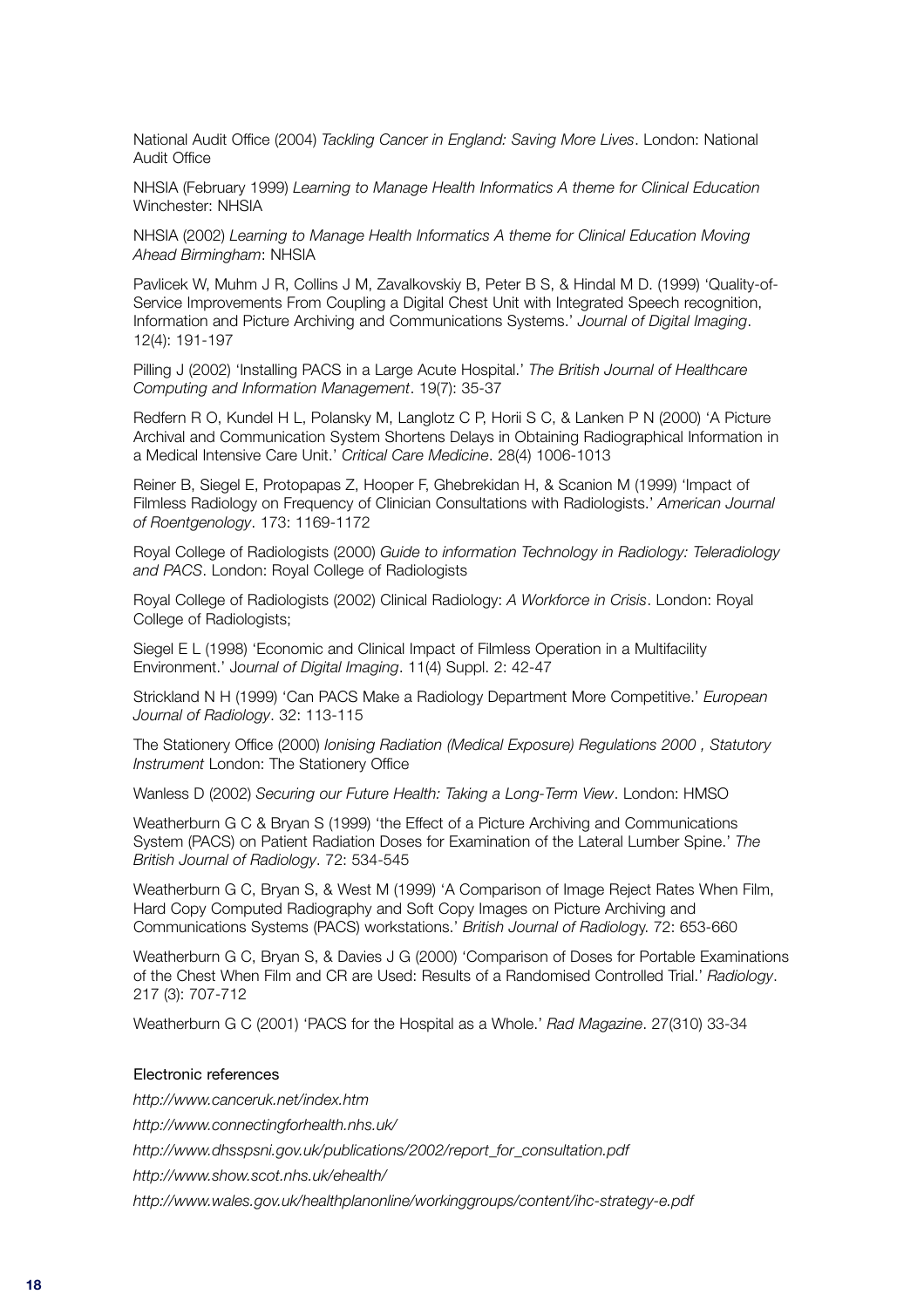National Audit Office (2004) *Tackling Cancer in England: Saving More Lives*. London: National Audit Office

NHSIA (February 1999) *Learning to Manage Health Informatics A theme for Clinical Education* Winchester: NHSIA

NHSIA (2002) *Learning to Manage Health Informatics A theme for Clinical Education Moving Ahead Birmingham*: NHSIA

Pavlicek W, Muhm J R, Collins J M, Zavalkovskiy B, Peter B S, & Hindal M D. (1999) 'Quality-of-Service Improvements From Coupling a Digital Chest Unit with Integrated Speech recognition, Information and Picture Archiving and Communications Systems.' *Journal of Digital Imaging*. 12(4): 191-197

Pilling J (2002) 'Installing PACS in a Large Acute Hospital.' *The British Journal of Healthcare Computing and Information Management*. 19(7): 35-37

Redfern R O, Kundel H L, Polansky M, Langlotz C P, Horii S C, & Lanken P N (2000) 'A Picture Archival and Communication System Shortens Delays in Obtaining Radiographical Information in a Medical Intensive Care Unit.' *Critical Care Medicine*. 28(4) 1006-1013

Reiner B, Siegel E, Protopapas Z, Hooper F, Ghebrekidan H, & Scanion M (1999) 'Impact of Filmless Radiology on Frequency of Clinician Consultations with Radiologists.' *American Journal of Roentgenology*. 173: 1169-1172

Royal College of Radiologists (2000) *Guide to information Technology in Radiology: Teleradiology and PACS*. London: Royal College of Radiologists

Royal College of Radiologists (2002) Clinical Radiology: *A Workforce in Crisis*. London: Royal College of Radiologists;

Siegel E L (1998) 'Economic and Clinical Impact of Filmless Operation in a Multifacility Environment.' J*ournal of Digital Imaging*. 11(4) Suppl. 2: 42-47

Strickland N H (1999) 'Can PACS Make a Radiology Department More Competitive.' *European Journal of Radiology*. 32: 113-115

The Stationery Office (2000) *Ionising Radiation (Medical Exposure) Regulations 2000 , Statutory Instrument* London: The Stationery Office

Wanless D (2002) *Securing our Future Health: Taking a Long-Term View*. London: HMSO

Weatherburn G C & Bryan S (1999) 'the Effect of a Picture Archiving and Communications System (PACS) on Patient Radiation Doses for Examination of the Lateral Lumber Spine.' *The British Journal of Radiology*. 72: 534-545

Weatherburn G C, Bryan S, & West M (1999) 'A Comparison of Image Reject Rates When Film, Hard Copy Computed Radiography and Soft Copy Images on Picture Archiving and Communications Systems (PACS) workstations.' *British Journal of Radiolog*y. 72: 653-660

Weatherburn G C, Bryan S, & Davies J G (2000) 'Comparison of Doses for Portable Examinations of the Chest When Film and CR are Used: Results of a Randomised Controlled Trial.' *Radiology*. 217 (3): 707-712

Weatherburn G C (2001) 'PACS for the Hospital as a Whole.' *Rad Magazine*. 27(310) 33-34

Electronic references

*http://www.canceruk.net/index.htm*

*http://www.connectingforhealth.nhs.uk/*

*http://www.dhsspsni.gov.uk/publications/2002/report_for_consultation.pdf*

*http://www.show.scot.nhs.uk/ehealth/*

*http://www.wales.gov.uk/healthplanonline/workinggroups/content/ihc-strategy-e.pdf*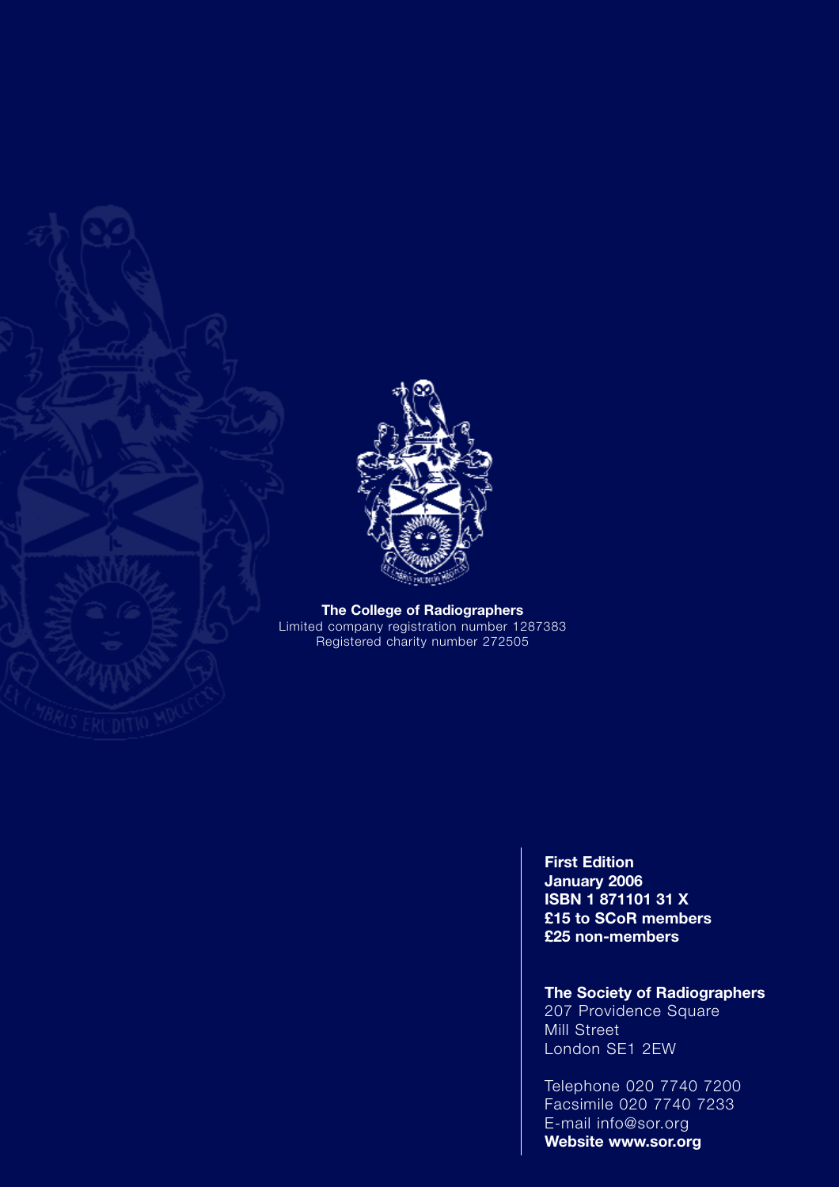**The College of Radiographers**
Limited company registration number 1287383
Registered charity number 272505

**First Edition**
**January 2006**
**ISBN 1 871101 31 X**
**£15 to SCoR members**
**£25 non-members**

**The Society of Radiographers**
207 Providence Square
Mill Street
London SE1 2EW

Telephone 020 7740 7200
Facsimile 020 7740 7233
E-mail info@sor.org
**Website www.sor.org**